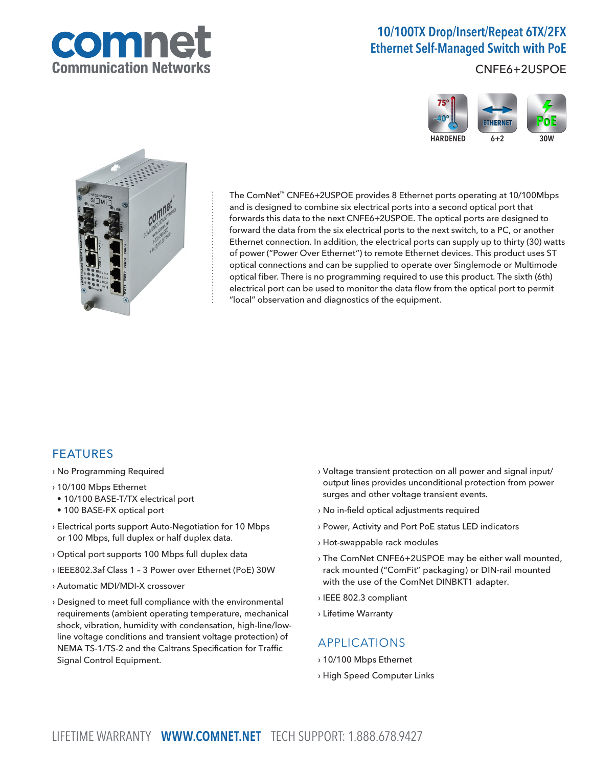# 10/100TX Drop/Insert/Repeat 6TX/2FX Ethernet Self-Managed Switch with PoE

CNFE6+2USPOE

HARDENED | 6+2 | 30W

The ComNet™ CNFE6+2USPOE provides 8 Ethernet ports operating at 10/100Mbps and is designed to combine six electrical ports into a second optical port that forwards this data to the next CNFE6+2USPOE. The optical ports are designed to forward the data from the six electrical ports to the next switch, to a PC, or another Ethernet connection. In addition, the electrical ports can supply up to thirty (30) watts of power ("Power Over Ethernet") to remote Ethernet devices. This product uses ST optical connections and can be supplied to operate over Singlemode or Multimode optical fiber. There is no programming required to use this product. The sixth (6th) electrical port can be used to monitor the data flow from the optical port to permit "local" observation and diagnostics of the equipment.

## FEATURES

› No Programming Required

› 10/100 Mbps Ethernet
- 10/100 BASE-T/TX electrical port
- 100 BASE-FX optical port

› Electrical ports support Auto-Negotiation for 10 Mbps or 100 Mbps, full duplex or half duplex data.

› Optical port supports 100 Mbps full duplex data

› IEEE802.3af Class 1 – 3 Power over Ethernet (PoE) 30W

› Automatic MDI/MDI-X crossover

› Designed to meet full compliance with the environmental requirements (ambient operating temperature, mechanical shock, vibration, humidity with condensation, high-line/low-line voltage conditions and transient voltage protection) of NEMA TS-1/TS-2 and the Caltrans Specification for Traffic Signal Control Equipment.

› Voltage transient protection on all power and signal input/output lines provides unconditional protection from power surges and other voltage transient events.

› No in-field optical adjustments required

› Power, Activity and Port PoE status LED indicators

› Hot-swappable rack modules

› The ComNet CNFE6+2USPOE may be either wall mounted, rack mounted ("ComFit" packaging) or DIN-rail mounted with the use of the ComNet DINBKT1 adapter.

› IEEE 802.3 compliant

› Lifetime Warranty

## APPLICATIONS

› 10/100 Mbps Ethernet

› High Speed Computer Links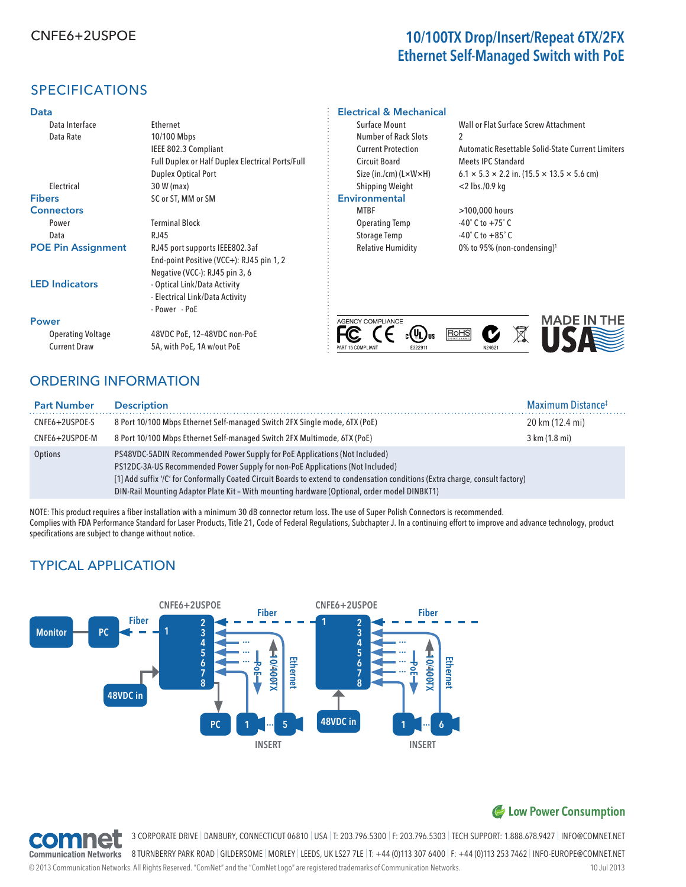CNFE6+2USPOE

# 10/100TX Drop/Insert/Repeat 6TX/2FX Ethernet Self-Managed Switch with PoE

## SPECIFICATIONS

### Data

| | |
|---|---|
| Data Interface | Ethernet |
| Data Rate | 10/100 Mbps<br>IEEE 802.3 Compliant<br>Full Duplex or Half Duplex Electrical Ports/Full Duplex Optical Port |
| Electrical | 30 W (max) |

### Fibers

SC or ST, MM or SM

### Connectors

| | |
|---|---|
| Power | Terminal Block |
| Data | RJ45 |

### POE Pin Assignment

RJ45 port supports IEEE802.3af
End-point Positive (VCC+): RJ45 pin 1, 2
Negative (VCC-): RJ45 pin 3, 6

### LED Indicators

- Optical Link/Data Activity
- Electrical Link/Data Activity
- Power - PoE

### Power

| | |
|---|---|
| Operating Voltage | 48VDC PoE, 12–48VDC non-PoE |
| Current Draw | 5A, with PoE, 1A w/out PoE |

### Electrical & Mechanical

| | |
|---|---|
| Surface Mount | Wall or Flat Surface Screw Attachment |
| Number of Rack Slots | 2 |
| Current Protection | Automatic Resettable Solid-State Current Limiters |
| Circuit Board | Meets IPC Standard |
| Size (in./cm) (L×W×H) | 6.1 × 5.3 × 2.2 in. (15.5 × 13.5 × 5.6 cm) |
| Shipping Weight | <2 lbs./0.9 kg |

### Environmental

| | |
|---|---|
| MTBF | >100,000 hours |
| Operating Temp | -40° C to +75° C |
| Storage Temp | -40° C to +85° C |
| Relative Humidity | 0% to 95% (non-condensing)[1] |

AGENCY COMPLIANCE
PART 15 COMPLIANT
E322911
N24621

MADE IN THE USA

## ORDERING INFORMATION

| Part Number | Description | Maximum Distance‡ |
|---|---|---|
| CNFE6+2USPOE-S | 8 Port 10/100 Mbps Ethernet Self-managed Switch 2FX Single mode, 6TX (PoE) | 20 km (12.4 mi) |
| CNFE6+2USPOE-M | 8 Port 10/100 Mbps Ethernet Self-managed Switch 2FX Multimode, 6TX (PoE) | 3 km (1.8 mi) |
| Options | PS48VDC-5ADIN Recommended Power Supply for PoE Applications (Not Included)<br>PS12DC-3A-US Recommended Power Supply for non-PoE Applications (Not Included)<br>[1] Add suffix '/C' for Conformally Coated Circuit Boards to extend to condensation conditions (Extra charge, consult factory)<br>DIN-Rail Mounting Adaptor Plate Kit – With mounting hardware (Optional, order model DINBKT1) | |

NOTE: This product requires a fiber installation with a minimum 30 dB connector return loss. The use of Super Polish Connectors is recommended.
Complies with FDA Performance Standard for Laser Products, Title 21, Code of Federal Regulations, Subchapter J. In a continuing effort to improve and advance technology, product specifications are subject to change without notice.

## TYPICAL APPLICATION

CNFE6+2USPOE
CNFE6+2USPOE
Monitor
PC
Fiber
Fiber
Fiber
48VDC in
48VDC in
PC
PoE
10/100TX
Ethernet
INSERT
INSERT

Low Power Consumption

3 CORPORATE DRIVE | DANBURY, CONNECTICUT 06810 | USA | T: 203.796.5300 | F: 203.796.5303 | TECH SUPPORT: 1.888.678.9427 | INFO@COMNET.NET
8 TURNBERRY PARK ROAD | GILDERSOME | MORLEY | LEEDS, UK LS27 7LE | T: +44 (0)113 307 6400 | F: +44 (0)113 253 7462 | INFO-EUROPE@COMNET.NET
© 2013 Communication Networks. All Rights Reserved. "ComNet" and the "ComNet Logo" are registered trademarks of Communication Networks. 10 Jul 2013